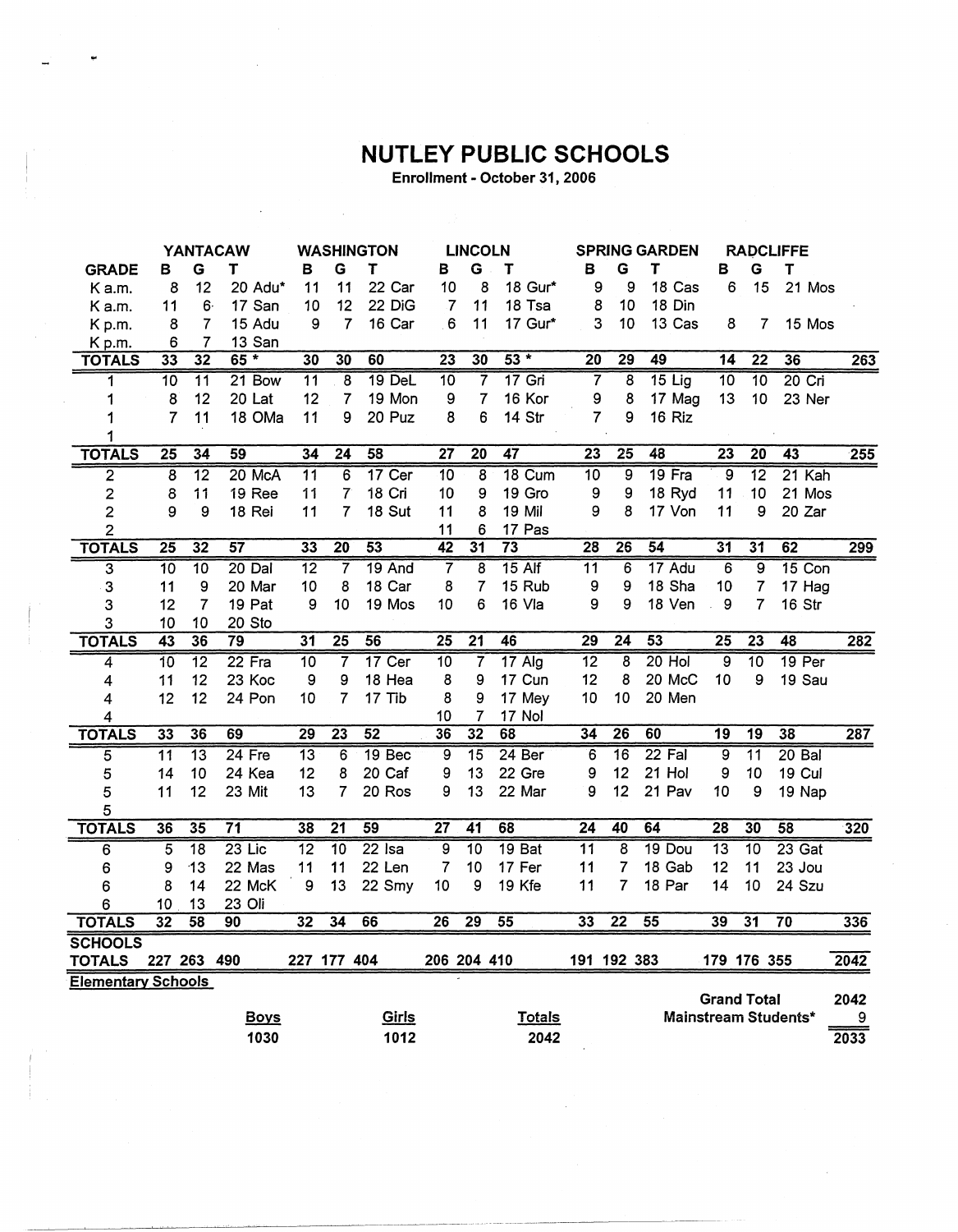# NUTLEY PUBLIC SCHOOLS

Enrollment - October 31, 2006

| GRADE | YANTACAW B | G | T | | WASHINGTON B | G | T | | LINCOLN B | G | T | | SPRING GARDEN B | G | T | | RADCLIFFE B | G | T | | |
|---|---|---|---|---|---|---|---|---|---|---|---|---|---|---|---|---|---|---|---|---|---|
| K a.m. | 8 | 12 | 20 | Adu* | 11 | 11 | 22 | Car | 10 | 8 | 18 | Gur* | 9 | 9 | 18 | Cas | 6 | 15 | 21 | Mos | |
| K a.m. | 11 | 6 | 17 | San | 10 | 12 | 22 | DiG | 7 | 11 | 18 | Tsa | 8 | 10 | 18 | Din | | | | | |
| K p.m. | 8 | 7 | 15 | Adu | 9 | 7 | 16 | Car | 6 | 11 | 17 | Gur* | 3 | 10 | 13 | Cas | 8 | 7 | 15 | Mos | |
| K p.m. | 6 | 7 | 13 | San | | | | | | | | | | | | | | | | | |
| **TOTALS** | 33 | 32 | 65 * | | 30 | 30 | 60 | | 23 | 30 | 53 * | | 20 | 29 | 49 | | 14 | 22 | 36 | | 263 |
| 1 | 10 | 11 | 21 | Bow | 11 | 8 | 19 | DeL | 10 | 7 | 17 | Gri | 7 | 8 | 15 | Lig | 10 | 10 | 20 | Cri | |
| 1 | 8 | 12 | 20 | Lat | 12 | 7 | 19 | Mon | 9 | 7 | 16 | Kor | 9 | 8 | 17 | Mag | 13 | 10 | 23 | Ner | |
| 1 | 7 | 11 | 18 | OMa | 11 | 9 | 20 | Puz | 8 | 6 | 14 | Str | 7 | 9 | 16 | Riz | | | | | |
| 1 | | | | | | | | | | | | | | | | | | | | | |
| **TOTALS** | 25 | 34 | 59 | | 34 | 24 | 58 | | 27 | 20 | 47 | | 23 | 25 | 48 | | 23 | 20 | 43 | | 255 |
| 2 | 8 | 12 | 20 | McA | 11 | 6 | 17 | Cer | 10 | 8 | 18 | Cum | 10 | 9 | 19 | Fra | 9 | 12 | 21 | Kah | |
| 2 | 8 | 11 | 19 | Ree | 11 | 7 | 18 | Cri | 10 | 9 | 19 | Gro | 9 | 9 | 18 | Ryd | 11 | 10 | 21 | Mos | |
| 2 | 9 | 9 | 18 | Rei | 11 | 7 | 18 | Sut | 11 | 8 | 19 | Mil | 9 | 8 | 17 | Von | 11 | 9 | 20 | Zar | |
| 2 | | | | | | | | | 11 | 6 | 17 | Pas | | | | | | | | | |
| **TOTALS** | 25 | 32 | 57 | | 33 | 20 | 53 | | 42 | 31 | 73 | | 28 | 26 | 54 | | 31 | 31 | 62 | | 299 |
| 3 | 10 | 10 | 20 | Dal | 12 | 7 | 19 | And | 7 | 8 | 15 | Alf | 11 | 6 | 17 | Adu | 6 | 9 | 15 | Con | |
| 3 | 11 | 9 | 20 | Mar | 10 | 8 | 18 | Car | 8 | 7 | 15 | Rub | 9 | 9 | 18 | Sha | 10 | 7 | 17 | Hag | |
| 3 | 12 | 7 | 19 | Pat | 9 | 10 | 19 | Mos | 10 | 6 | 16 | Vla | 9 | 9 | 18 | Ven | 9 | 7 | 16 | Str | |
| 3 | 10 | 10 | 20 | Sto | | | | | | | | | | | | | | | | | |
| **TOTALS** | 43 | 36 | 79 | | 31 | 25 | 56 | | 25 | 21 | 46 | | 29 | 24 | 53 | | 25 | 23 | 48 | | 282 |
| 4 | 10 | 12 | 22 | Fra | 10 | 7 | 17 | Cer | 10 | 7 | 17 | Alg | 12 | 8 | 20 | Hol | 9 | 10 | 19 | Per | |
| 4 | 11 | 12 | 23 | Koc | 9 | 9 | 18 | Hea | 8 | 9 | 17 | Cun | 12 | 8 | 20 | McC | 10 | 9 | 19 | Sau | |
| 4 | 12 | 12 | 24 | Pon | 10 | 7 | 17 | Tib | 8 | 9 | 17 | Mey | 10 | 10 | 20 | Men | | | | | |
| 4 | | | | | | | | | 10 | 7 | 17 | Nol | | | | | | | | | |
| **TOTALS** | 33 | 36 | 69 | | 29 | 23 | 52 | | 36 | 32 | 68 | | 34 | 26 | 60 | | 19 | 19 | 38 | | 287 |
| 5 | 11 | 13 | 24 | Fre | 13 | 6 | 19 | Bec | 9 | 15 | 24 | Ber | 6 | 16 | 22 | Fal | 9 | 11 | 20 | Bal | |
| 5 | 14 | 10 | 24 | Kea | 12 | 8 | 20 | Caf | 9 | 13 | 22 | Gre | 9 | 12 | 21 | Hol | 9 | 10 | 19 | Cul | |
| 5 | 11 | 12 | 23 | Mit | 13 | 7 | 20 | Ros | 9 | 13 | 22 | Mar | 9 | 12 | 21 | Pav | 10 | 9 | 19 | Nap | |
| 5 | | | | | | | | | | | | | | | | | | | | | |
| **TOTALS** | 36 | 35 | 71 | | 38 | 21 | 59 | | 27 | 41 | 68 | | 24 | 40 | 64 | | 28 | 30 | 58 | | 320 |
| 6 | 5 | 18 | 23 | Lic | 12 | 10 | 22 | Isa | 9 | 10 | 19 | Bat | 11 | 8 | 19 | Dou | 13 | 10 | 23 | Gat | |
| 6 | 9 | 13 | 22 | Mas | 11 | 11 | 22 | Len | 7 | 10 | 17 | Fer | 11 | 7 | 18 | Gab | 12 | 11 | 23 | Jou | |
| 6 | 8 | 14 | 22 | McK | 9 | 13 | 22 | Smy | 10 | 9 | 19 | Kfe | 11 | 7 | 18 | Par | 14 | 10 | 24 | Szu | |
| 6 | 10 | 13 | 23 | Oli | | | | | | | | | | | | | | | | | |
| **TOTALS** | 32 | 58 | 90 | | 32 | 34 | 66 | | 26 | 29 | 55 | | 33 | 22 | 55 | | 39 | 31 | 70 | | 336 |
| **SCHOOLS TOTALS** | 227 | 263 | 490 | | 227 | 177 | 404 | | 206 | 204 | 410 | | 191 | 192 | 383 | | 179 | 176 | 355 | | 2042 |

**Elementary Schools**

| Boys | Girls | Totals |
|---|---|---|
| 1030 | 1012 | 2042 |

| | |
|---|---|
| **Grand Total** | 2042 |
| **Mainstream Students*** | 9 |
| | 2033 |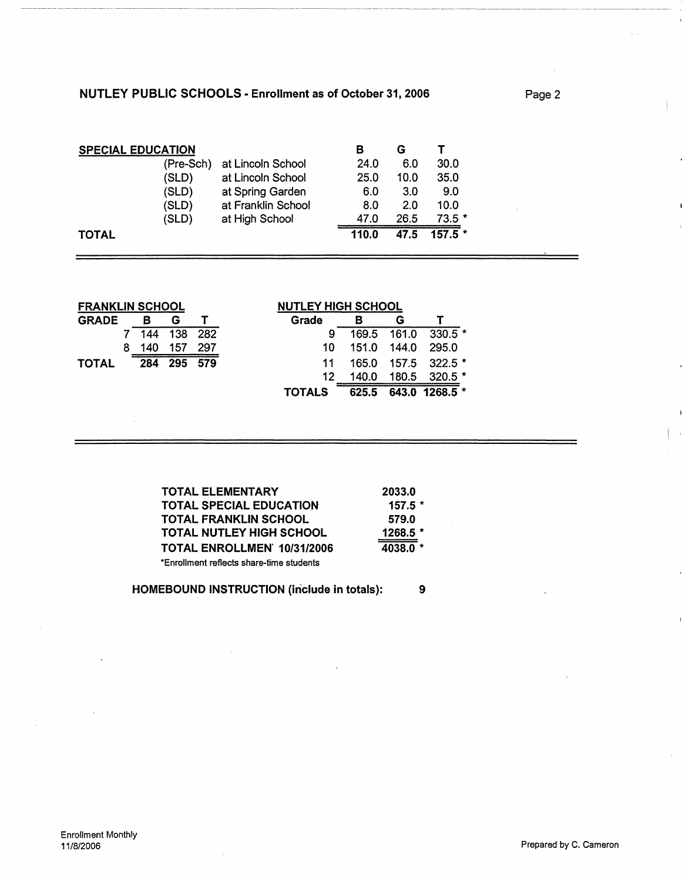## NUTLEY PUBLIC SCHOOLS - Enrollment as of October 31, 2006

| SPECIAL EDUCATION | | | B | G | T |
|---|---|---|---|---|---|
| | (Pre-Sch) | at Lincoln School | 24.0 | 6.0 | 30.0 |
| | (SLD) | at Lincoln School | 25.0 | 10.0 | 35.0 |
| | (SLD) | at Spring Garden | 6.0 | 3.0 | 9.0 |
| | (SLD) | at Franklin School | 8.0 | 2.0 | 10.0 |
| | (SLD) | at High School | 47.0 | 26.5 | 73.5 * |
| TOTAL | | | 110.0 | 47.5 | 157.5 * |

**FRANKLIN SCHOOL**

| GRADE | B | G | T |
|---|---|---|---|
| 7 | 144 | 138 | 282 |
| 8 | 140 | 157 | 297 |
| TOTAL | 284 | 295 | 579 |

**NUTLEY HIGH SCHOOL**

| Grade | B | G | T |
|---|---|---|---|
| 9 | 169.5 | 161.0 | 330.5 * |
| 10 | 151.0 | 144.0 | 295.0 |
| 11 | 165.0 | 157.5 | 322.5 * |
| 12 | 140.0 | 180.5 | 320.5 * |
| TOTALS | 625.5 | 643.0 | 1268.5 * |

| | |
|---|---|
| TOTAL ELEMENTARY | 2033.0 |
| TOTAL SPECIAL EDUCATION | 157.5 * |
| TOTAL FRANKLIN SCHOOL | 579.0 |
| TOTAL NUTLEY HIGH SCHOOL | 1268.5 * |
| TOTAL ENROLLMENT 10/31/2006 | 4038.0 * |

*Enrollment reflects share-time students

**HOMEBOUND INSTRUCTION (include in totals): 9**

Enrollment Monthly
11/8/2006

Prepared by C. Cameron